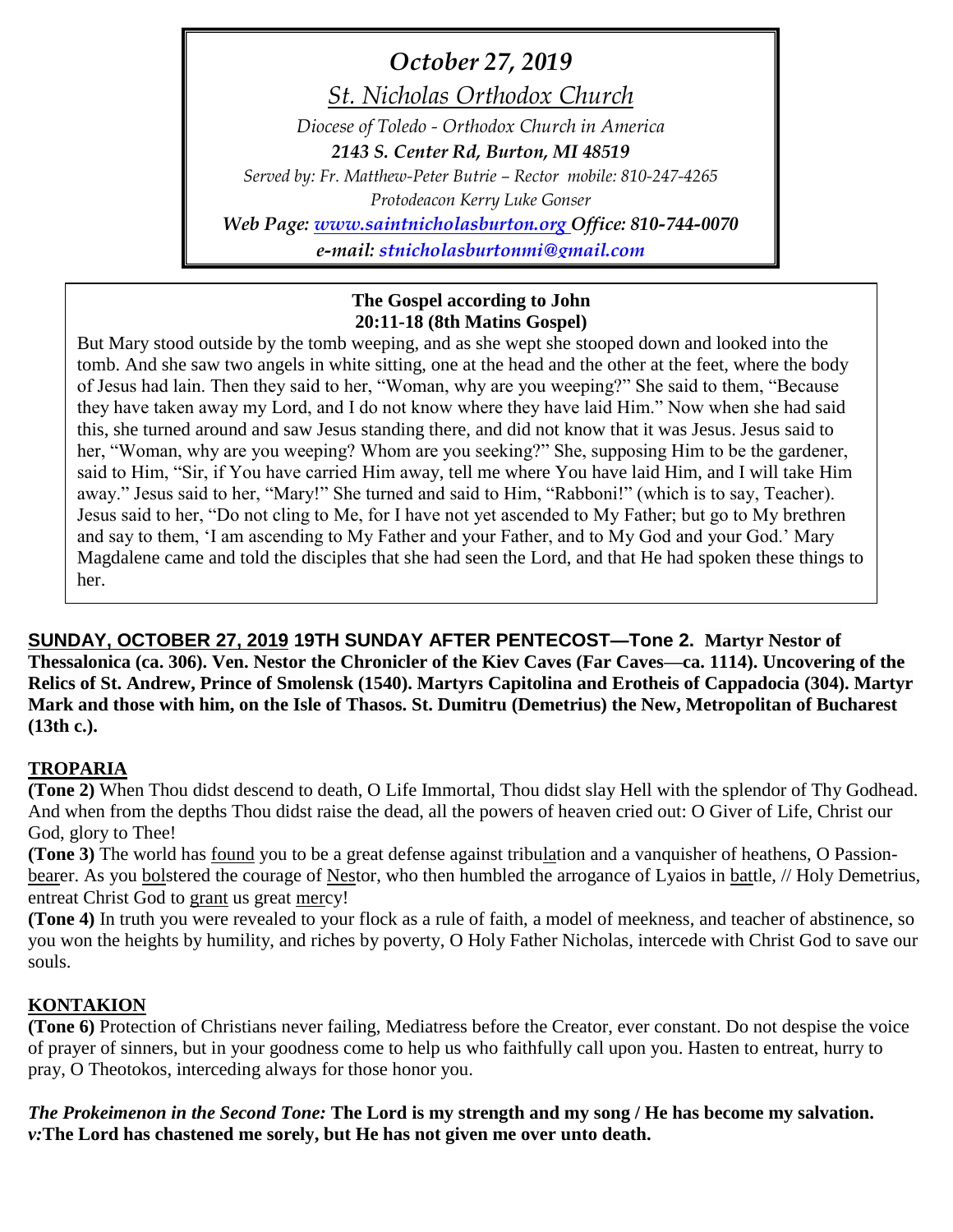*October 27, 2019*

*St. Nicholas Orthodox Church*

*Diocese of Toledo - Orthodox Church in America*

***2143 S. Center Rd, Burton, MI 48519***

*Served by: Fr. Matthew-Peter Butrie – Rector mobile: 810-247-4265*

*Protodeacon Kerry Luke Gonser*

***Web Page: www.saintnicholasburton.org Office: 810-744-0070***

***e-mail: stnicholasburtonmi@gmail.com***

**The Gospel according to John**
**20:11-18 (8th Matins Gospel)**

But Mary stood outside by the tomb weeping, and as she wept she stooped down and looked into the tomb. And she saw two angels in white sitting, one at the head and the other at the feet, where the body of Jesus had lain. Then they said to her, "Woman, why are you weeping?" She said to them, "Because they have taken away my Lord, and I do not know where they have laid Him." Now when she had said this, she turned around and saw Jesus standing there, and did not know that it was Jesus. Jesus said to her, "Woman, why are you weeping? Whom are you seeking?" She, supposing Him to be the gardener, said to Him, "Sir, if You have carried Him away, tell me where You have laid Him, and I will take Him away." Jesus said to her, "Mary!" She turned and said to Him, "Rabboni!" (which is to say, Teacher). Jesus said to her, "Do not cling to Me, for I have not yet ascended to My Father; but go to My brethren and say to them, 'I am ascending to My Father and your Father, and to My God and your God.' Mary Magdalene came and told the disciples that she had seen the Lord, and that He had spoken these things to her.

**SUNDAY, OCTOBER 27, 2019 19TH SUNDAY AFTER PENTECOST—Tone 2. Martyr Nestor of Thessalonica (ca. 306). Ven. Nestor the Chronicler of the Kiev Caves (Far Caves—ca. 1114). Uncovering of the Relics of St. Andrew, Prince of Smolensk (1540). Martyrs Capitolina and Erotheis of Cappadocia (304). Martyr Mark and those with him, on the Isle of Thasos. St. Dumitru (Demetrius) the New, Metropolitan of Bucharest (13th c.).**

## TROPARIA

**(Tone 2)** When Thou didst descend to death, O Life Immortal, Thou didst slay Hell with the splendor of Thy Godhead. And when from the depths Thou didst raise the dead, all the powers of heaven cried out: O Giver of Life, Christ our God, glory to Thee!

**(Tone 3)** The world has found you to be a great defense against tribulation and a vanquisher of heathens, O Passion-bearer. As you bolstered the courage of Nestor, who then humbled the arrogance of Lyaios in battle, // Holy Demetrius, entreat Christ God to grant us great mercy!

**(Tone 4)** In truth you were revealed to your flock as a rule of faith, a model of meekness, and teacher of abstinence, so you won the heights by humility, and riches by poverty, O Holy Father Nicholas, intercede with Christ God to save our souls.

## KONTAKION

**(Tone 6)** Protection of Christians never failing, Mediatress before the Creator, ever constant. Do not despise the voice of prayer of sinners, but in your goodness come to help us who faithfully call upon you. Hasten to entreat, hurry to pray, O Theotokos, interceding always for those honor you.

***The Prokeimenon in the Second Tone:*** **The Lord is my strength and my song / He has become my salvation.**
***v:*****The Lord has chastened me sorely, but He has not given me over unto death.**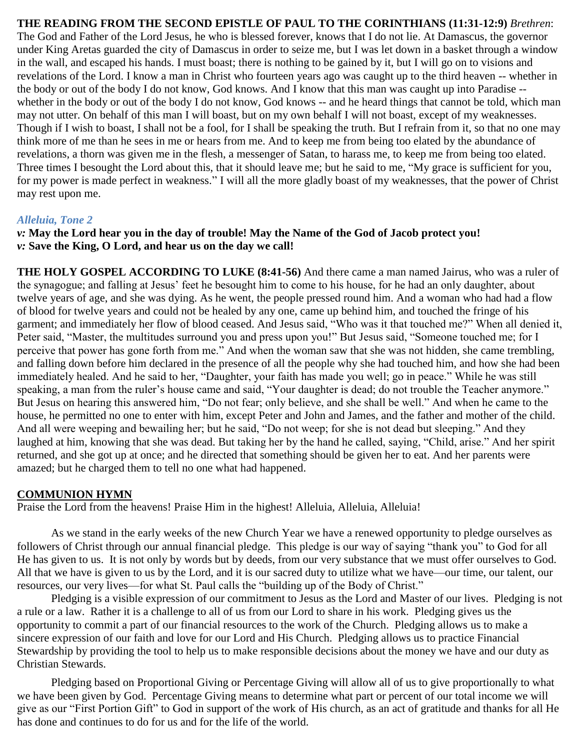**THE READING FROM THE SECOND EPISTLE OF PAUL TO THE CORINTHIANS (11:31-12:9)** *Brethren*: The God and Father of the Lord Jesus, he who is blessed forever, knows that I do not lie. At Damascus, the governor under King Aretas guarded the city of Damascus in order to seize me, but I was let down in a basket through a window in the wall, and escaped his hands. I must boast; there is nothing to be gained by it, but I will go on to visions and revelations of the Lord. I know a man in Christ who fourteen years ago was caught up to the third heaven -- whether in the body or out of the body I do not know, God knows. And I know that this man was caught up into Paradise -- whether in the body or out of the body I do not know, God knows -- and he heard things that cannot be told, which man may not utter. On behalf of this man I will boast, but on my own behalf I will not boast, except of my weaknesses. Though if I wish to boast, I shall not be a fool, for I shall be speaking the truth. But I refrain from it, so that no one may think more of me than he sees in me or hears from me. And to keep me from being too elated by the abundance of revelations, a thorn was given me in the flesh, a messenger of Satan, to harass me, to keep me from being too elated. Three times I besought the Lord about this, that it should leave me; but he said to me, "My grace is sufficient for you, for my power is made perfect in weakness." I will all the more gladly boast of my weaknesses, that the power of Christ may rest upon me.

### *Alleluia, Tone 2*

***v:* May the Lord hear you in the day of trouble! May the Name of the God of Jacob protect you!**
***v:* Save the King, O Lord, and hear us on the day we call!**

**THE HOLY GOSPEL ACCORDING TO LUKE (8:41-56)** And there came a man named Jairus, who was a ruler of the synagogue; and falling at Jesus' feet he besought him to come to his house, for he had an only daughter, about twelve years of age, and she was dying. As he went, the people pressed round him. And a woman who had had a flow of blood for twelve years and could not be healed by any one, came up behind him, and touched the fringe of his garment; and immediately her flow of blood ceased. And Jesus said, "Who was it that touched me?" When all denied it, Peter said, "Master, the multitudes surround you and press upon you!" But Jesus said, "Someone touched me; for I perceive that power has gone forth from me." And when the woman saw that she was not hidden, she came trembling, and falling down before him declared in the presence of all the people why she had touched him, and how she had been immediately healed. And he said to her, "Daughter, your faith has made you well; go in peace." While he was still speaking, a man from the ruler's house came and said, "Your daughter is dead; do not trouble the Teacher anymore." But Jesus on hearing this answered him, "Do not fear; only believe, and she shall be well." And when he came to the house, he permitted no one to enter with him, except Peter and John and James, and the father and mother of the child. And all were weeping and bewailing her; but he said, "Do not weep; for she is not dead but sleeping." And they laughed at him, knowing that she was dead. But taking her by the hand he called, saying, "Child, arise." And her spirit returned, and she got up at once; and he directed that something should be given her to eat. And her parents were amazed; but he charged them to tell no one what had happened.

**COMMUNION HYMN**

Praise the Lord from the heavens! Praise Him in the highest! Alleluia, Alleluia, Alleluia!

As we stand in the early weeks of the new Church Year we have a renewed opportunity to pledge ourselves as followers of Christ through our annual financial pledge. This pledge is our way of saying "thank you" to God for all He has given to us. It is not only by words but by deeds, from our very substance that we must offer ourselves to God. All that we have is given to us by the Lord, and it is our sacred duty to utilize what we have—our time, our talent, our resources, our very lives—for what St. Paul calls the "building up of the Body of Christ."

Pledging is a visible expression of our commitment to Jesus as the Lord and Master of our lives. Pledging is not a rule or a law. Rather it is a challenge to all of us from our Lord to share in his work. Pledging gives us the opportunity to commit a part of our financial resources to the work of the Church. Pledging allows us to make a sincere expression of our faith and love for our Lord and His Church. Pledging allows us to practice Financial Stewardship by providing the tool to help us to make responsible decisions about the money we have and our duty as Christian Stewards.

Pledging based on Proportional Giving or Percentage Giving will allow all of us to give proportionally to what we have been given by God. Percentage Giving means to determine what part or percent of our total income we will give as our "First Portion Gift" to God in support of the work of His church, as an act of gratitude and thanks for all He has done and continues to do for us and for the life of the world.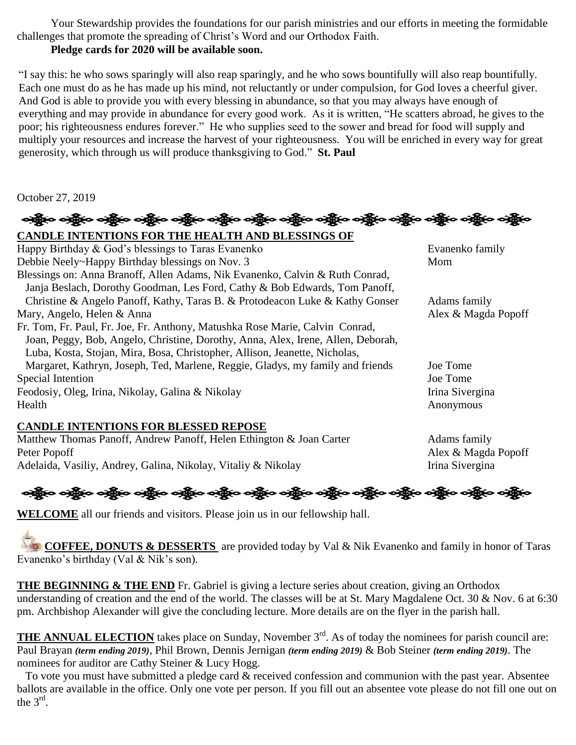Your Stewardship provides the foundations for our parish ministries and our efforts in meeting the formidable challenges that promote the spreading of Christ's Word and our Orthodox Faith.

**Pledge cards for 2020 will be available soon.**

"I say this: he who sows sparingly will also reap sparingly, and he who sows bountifully will also reap bountifully. Each one must do as he has made up his mind, not reluctantly or under compulsion, for God loves a cheerful giver. And God is able to provide you with every blessing in abundance, so that you may always have enough of everything and may provide in abundance for every good work. As it is written, "He scatters abroad, he gives to the poor; his righteousness endures forever." He who supplies seed to the sower and bread for food will supply and multiply your resources and increase the harvest of your righteousness. You will be enriched in every way for great generosity, which through us will produce thanksgiving to God." **St. Paul**

October 27, 2019

## CANDLE INTENTIONS FOR THE HEALTH AND BLESSINGS OF

| Intention | From |
|---|---|
| Happy Birthday & God's blessings to Taras Evanenko | Evanenko family |
| Debbie Neely~Happy Birthday blessings on Nov. 3 | Mom |
| Blessings on: Anna Branoff, Allen Adams, Nik Evanenko, Calvin & Ruth Conrad, Janja Beslach, Dorothy Goodman, Les Ford, Cathy & Bob Edwards, Tom Panoff, Christine & Angelo Panoff, Kathy, Taras B. & Protodeacon Luke & Kathy Gonser | Adams family |
| Mary, Angelo, Helen & Anna | Alex & Magda Popoff |
| Fr. Tom, Fr. Paul, Fr. Joe, Fr. Anthony, Matushka Rose Marie, Calvin Conrad, Joan, Peggy, Bob, Angelo, Christine, Dorothy, Anna, Alex, Irene, Allen, Deborah, Luba, Kosta, Stojan, Mira, Bosa, Christopher, Allison, Jeanette, Nicholas, Margaret, Kathryn, Joseph, Ted, Marlene, Reggie, Gladys, my family and friends | Joe Tome |
| Special Intention | Joe Tome |
| Feodosiy, Oleg, Irina, Nikolay, Galina & Nikolay | Irina Sivergina |
| Health | Anonymous |

## CANDLE INTENTIONS FOR BLESSED REPOSE

| Intention | From |
|---|---|
| Matthew Thomas Panoff, Andrew Panoff, Helen Ethington & Joan Carter | Adams family |
| Peter Popoff | Alex & Magda Popoff |
| Adelaida, Vasiliy, Andrey, Galina, Nikolay, Vitaliy & Nikolay | Irina Sivergina |

**WELCOME** all our friends and visitors. Please join us in our fellowship hall.

**COFFEE, DONUTS & DESSERTS** are provided today by Val & Nik Evanenko and family in honor of Taras Evanenko's birthday (Val & Nik's son).

**THE BEGINNING & THE END** Fr. Gabriel is giving a lecture series about creation, giving an Orthodox understanding of creation and the end of the world. The classes will be at St. Mary Magdalene Oct. 30 & Nov. 6 at 6:30 pm. Archbishop Alexander will give the concluding lecture. More details are on the flyer in the parish hall.

**THE ANNUAL ELECTION** takes place on Sunday, November 3rd. As of today the nominees for parish council are: Paul Brayan ***(term ending 2019)***, Phil Brown, Dennis Jernigan ***(term ending 2019)*** & Bob Steiner ***(term ending 2019)***. The nominees for auditor are Cathy Steiner & Lucy Hogg.

To vote you must have submitted a pledge card & received confession and communion with the past year. Absentee ballots are available in the office. Only one vote per person. If you fill out an absentee vote please do not fill one out on the 3rd.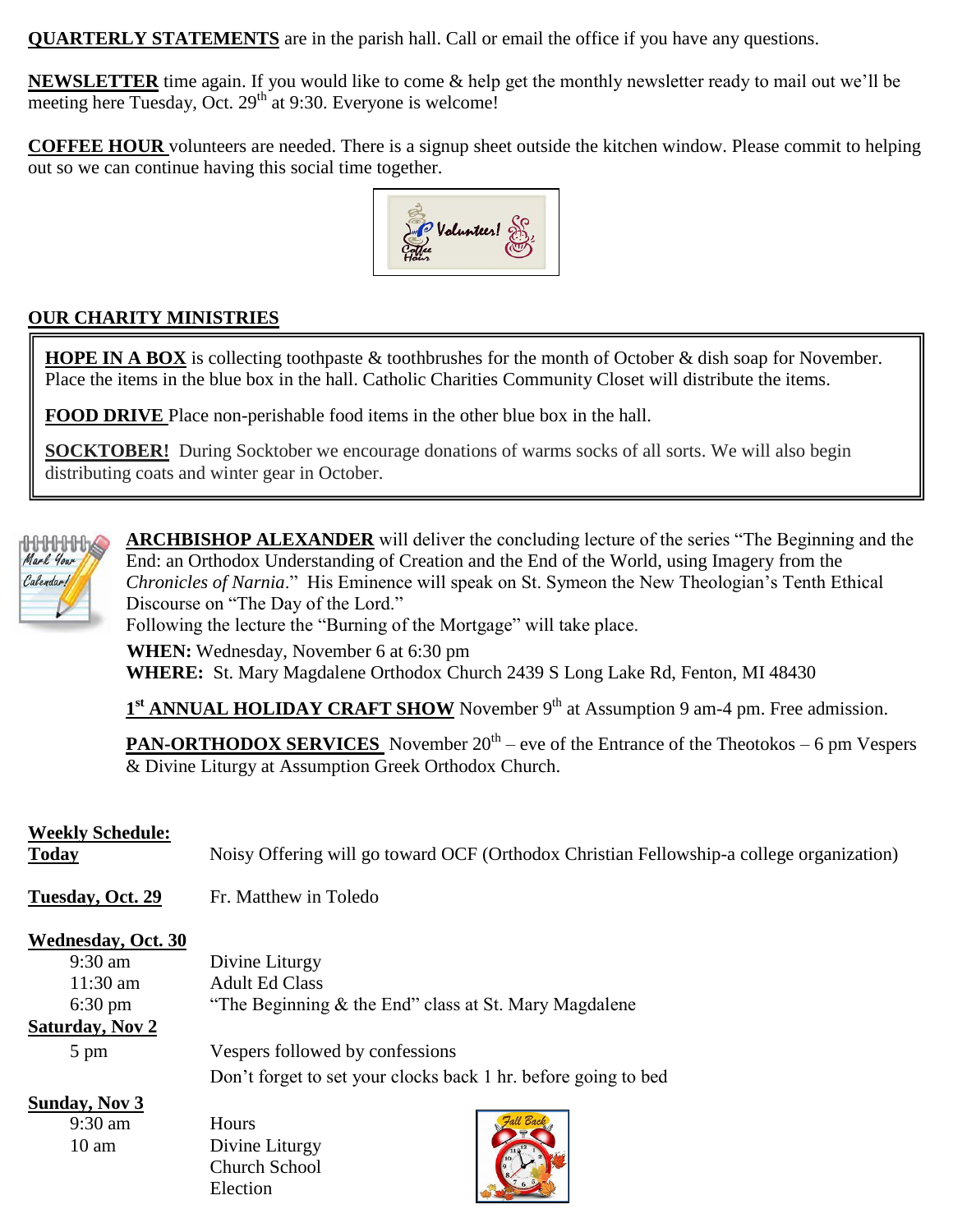**QUARTERLY STATEMENTS** are in the parish hall. Call or email the office if you have any questions.

**NEWSLETTER** time again. If you would like to come & help get the monthly newsletter ready to mail out we'll be meeting here Tuesday, Oct. 29th at 9:30. Everyone is welcome!

**COFFEE HOUR** volunteers are needed. There is a signup sheet outside the kitchen window. Please commit to helping out so we can continue having this social time together.

**OUR CHARITY MINISTRIES**

**HOPE IN A BOX** is collecting toothpaste & toothbrushes for the month of October & dish soap for November. Place the items in the blue box in the hall. Catholic Charities Community Closet will distribute the items.

**FOOD DRIVE** Place non-perishable food items in the other blue box in the hall.

**SOCKTOBER!** During Socktober we encourage donations of warms socks of all sorts. We will also begin distributing coats and winter gear in October.

**ARCHBISHOP ALEXANDER** will deliver the concluding lecture of the series "The Beginning and the End: an Orthodox Understanding of Creation and the End of the World, using Imagery from the *Chronicles of Narnia*." His Eminence will speak on St. Symeon the New Theologian's Tenth Ethical Discourse on "The Day of the Lord."
Following the lecture the "Burning of the Mortgage" will take place.

**WHEN:** Wednesday, November 6 at 6:30 pm
**WHERE:** St. Mary Magdalene Orthodox Church 2439 S Long Lake Rd, Fenton, MI 48430

**1st ANNUAL HOLIDAY CRAFT SHOW** November 9th at Assumption 9 am-4 pm. Free admission.

**PAN-ORTHODOX SERVICES** November 20th – eve of the Entrance of the Theotokos – 6 pm Vespers & Divine Liturgy at Assumption Greek Orthodox Church.

**Weekly Schedule:**

**Today** — Noisy Offering will go toward OCF (Orthodox Christian Fellowship-a college organization)

**Tuesday, Oct. 29** — Fr. Matthew in Toledo

**Wednesday, Oct. 30**
- 9:30 am — Divine Liturgy
- 11:30 am — Adult Ed Class
- 6:30 pm — "The Beginning & the End" class at St. Mary Magdalene

**Saturday, Nov 2**
- 5 pm — Vespers followed by confessions
- Don't forget to set your clocks back 1 hr. before going to bed

**Sunday, Nov 3**
- 9:30 am — Hours
- 10 am — Divine Liturgy
- Church School
- Election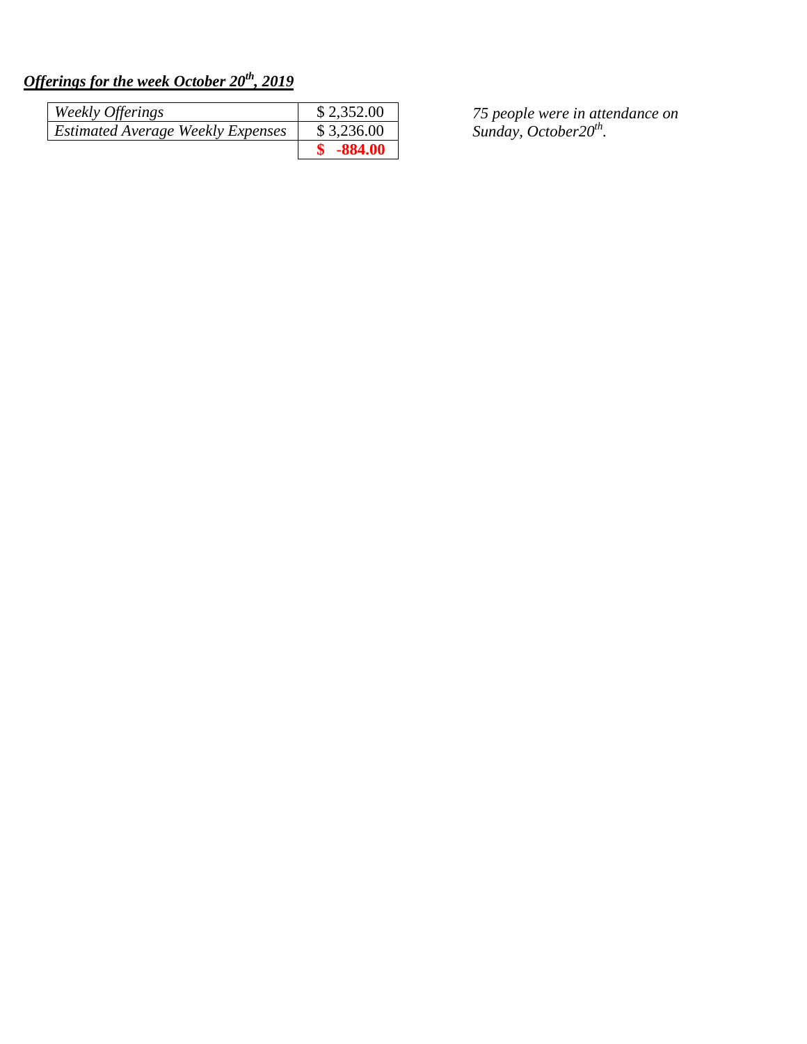***Offerings for the week October 20th, 2019***

| | |
|---|---|
| *Weekly Offerings* | $ 2,352.00 |
| *Estimated Average Weekly Expenses* | $ 3,236.00 |
| | **$ -884.00** |

*75 people were in attendance on Sunday, October20th.*